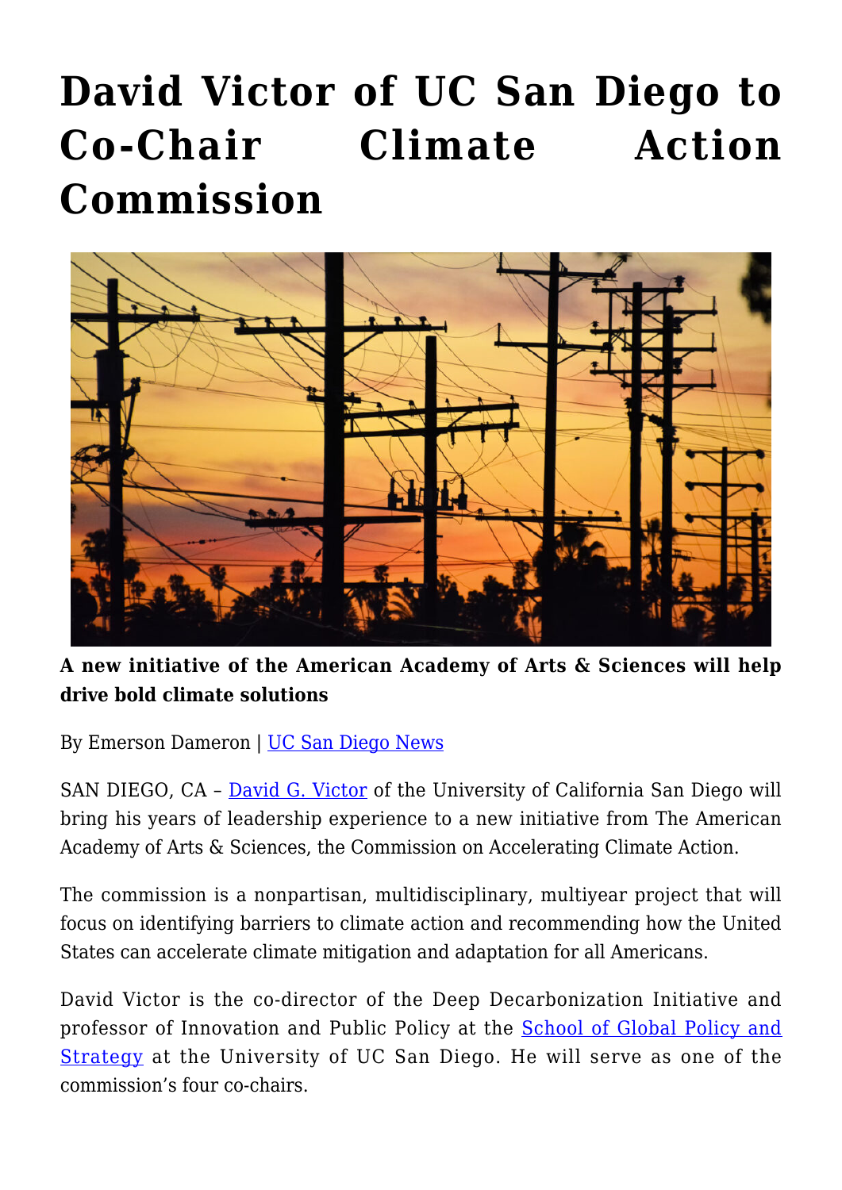# David Victor of UC San Diego to Co-Chair Climate Action Commission

**A new initiative of the American Academy of Arts & Sciences will help drive bold climate solutions**

By Emerson Dameron | UC San Diego News

SAN DIEGO, CA – David G. Victor of the University of California San Diego will bring his years of leadership experience to a new initiative from The American Academy of Arts & Sciences, the Commission on Accelerating Climate Action.

The commission is a nonpartisan, multidisciplinary, multiyear project that will focus on identifying barriers to climate action and recommending how the United States can accelerate climate mitigation and adaptation for all Americans.

David Victor is the co-director of the Deep Decarbonization Initiative and professor of Innovation and Public Policy at the School of Global Policy and Strategy at the University of UC San Diego. He will serve as one of the commission's four co-chairs.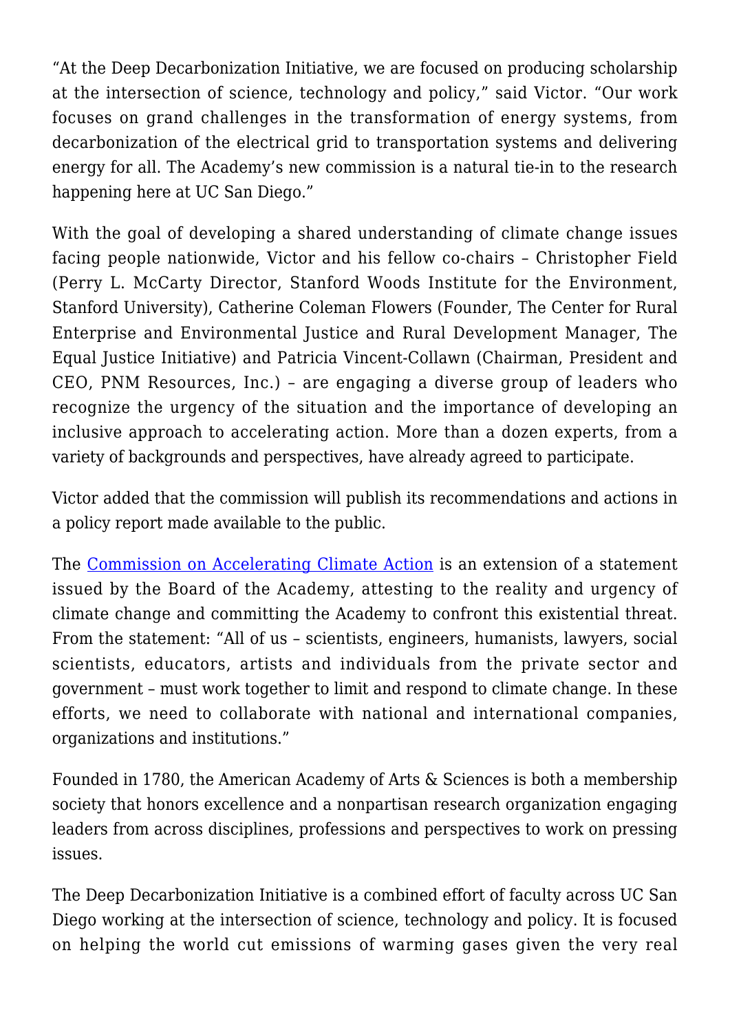"At the Deep Decarbonization Initiative, we are focused on producing scholarship at the intersection of science, technology and policy," said Victor. "Our work focuses on grand challenges in the transformation of energy systems, from decarbonization of the electrical grid to transportation systems and delivering energy for all. The Academy's new commission is a natural tie-in to the research happening here at UC San Diego."

With the goal of developing a shared understanding of climate change issues facing people nationwide, Victor and his fellow co-chairs – Christopher Field (Perry L. McCarty Director, Stanford Woods Institute for the Environment, Stanford University), Catherine Coleman Flowers (Founder, The Center for Rural Enterprise and Environmental Justice and Rural Development Manager, The Equal Justice Initiative) and Patricia Vincent-Collawn (Chairman, President and CEO, PNM Resources, Inc.) – are engaging a diverse group of leaders who recognize the urgency of the situation and the importance of developing an inclusive approach to accelerating action. More than a dozen experts, from a variety of backgrounds and perspectives, have already agreed to participate.

Victor added that the commission will publish its recommendations and actions in a policy report made available to the public.

The [Commission on Accelerating Climate Action] is an extension of a statement issued by the Board of the Academy, attesting to the reality and urgency of climate change and committing the Academy to confront this existential threat. From the statement: "All of us – scientists, engineers, humanists, lawyers, social scientists, educators, artists and individuals from the private sector and government – must work together to limit and respond to climate change. In these efforts, we need to collaborate with national and international companies, organizations and institutions."

Founded in 1780, the American Academy of Arts & Sciences is both a membership society that honors excellence and a nonpartisan research organization engaging leaders from across disciplines, professions and perspectives to work on pressing issues.

The Deep Decarbonization Initiative is a combined effort of faculty across UC San Diego working at the intersection of science, technology and policy. It is focused on helping the world cut emissions of warming gases given the very real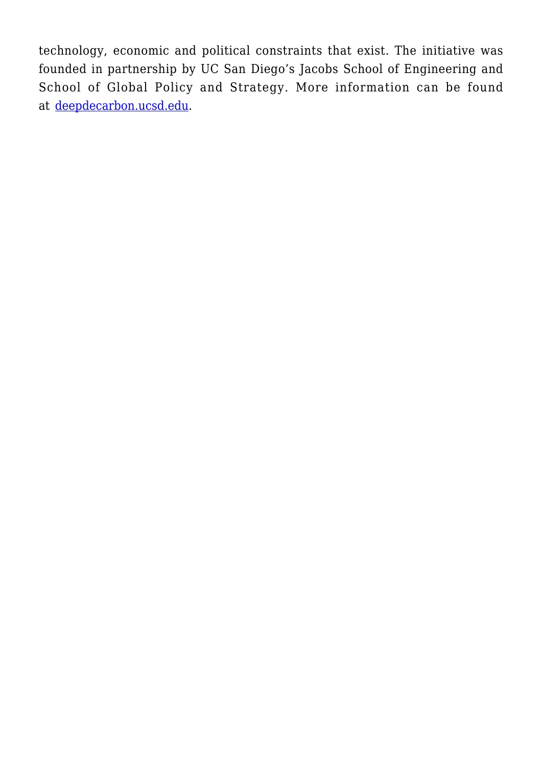technology, economic and political constraints that exist. The initiative was founded in partnership by UC San Diego's Jacobs School of Engineering and School of Global Policy and Strategy. More information can be found at [deepdecarbon.ucsd.edu](http://deepdecarbon.ucsd.edu).